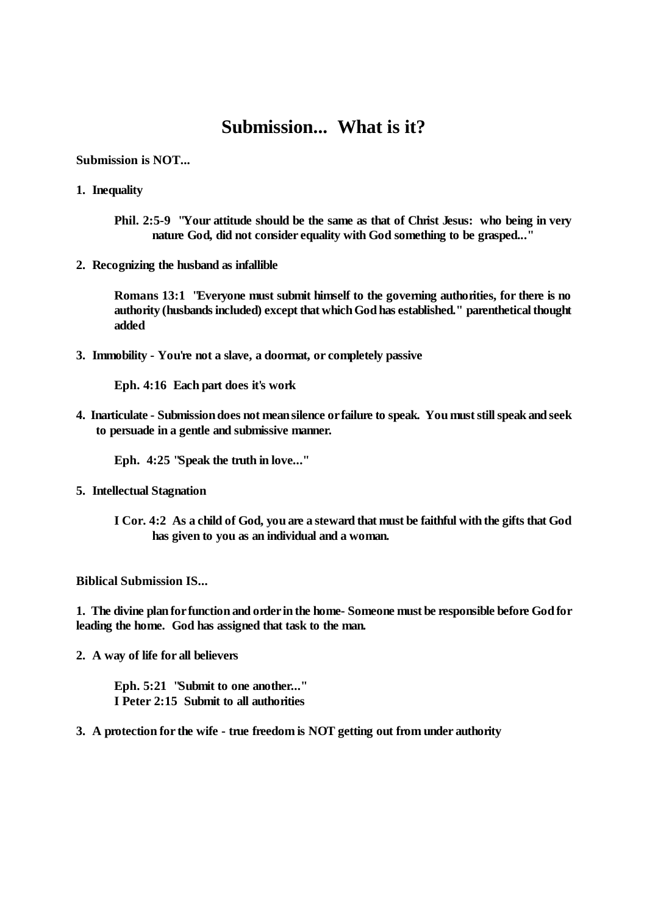# Submission... What is it?

**Submission is NOT...**

**1. Inequality**

> **Phil. 2:5-9 "Your attitude should be the same as that of Christ Jesus: who being in very nature God, did not consider equality with God something to be grasped..."**

**2. Recognizing the husband as infallible**

> **Romans 13:1 "Everyone must submit himself to the governing authorities, for there is no authority (husbands included) except that which God has established." parenthetical thought added**

**3. Immobility - You're not a slave, a doormat, or completely passive**

> **Eph. 4:16 Each part does it's work**

**4. Inarticulate - Submission does not mean silence or failure to speak. You must still speak and seek to persuade in a gentle and submissive manner.**

> **Eph. 4:25 "Speak the truth in love..."**

**5. Intellectual Stagnation**

> **I Cor. 4:2 As a child of God, you are a steward that must be faithful with the gifts that God has given to you as an individual and a woman.**

**Biblical Submission IS...**

**1. The divine plan for function and order in the home- Someone must be responsible before God for leading the home. God has assigned that task to the man.**

**2. A way of life for all believers**

> **Eph. 5:21 "Submit to one another..."**
> **I Peter 2:15 Submit to all authorities**

**3. A protection for the wife - true freedom is NOT getting out from under authority**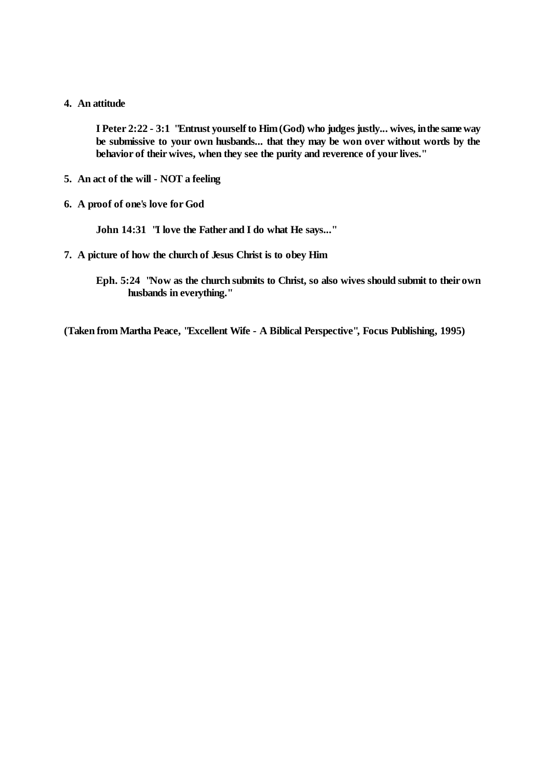**4. An attitude**

> **I Peter 2:22 - 3:1 "Entrust yourself to Him (God) who judges justly... wives, in the same way be submissive to your own husbands... that they may be won over without words by the behavior of their wives, when they see the purity and reverence of your lives."**

**5. An act of the will - NOT a feeling**

**6. A proof of one's love for God**

> **John 14:31 "I love the Father and I do what He says..."**

**7. A picture of how the church of Jesus Christ is to obey Him**

> **Eph. 5:24 "Now as the church submits to Christ, so also wives should submit to their own husbands in everything."**

**(Taken from Martha Peace, "Excellent Wife - A Biblical Perspective", Focus Publishing, 1995)**